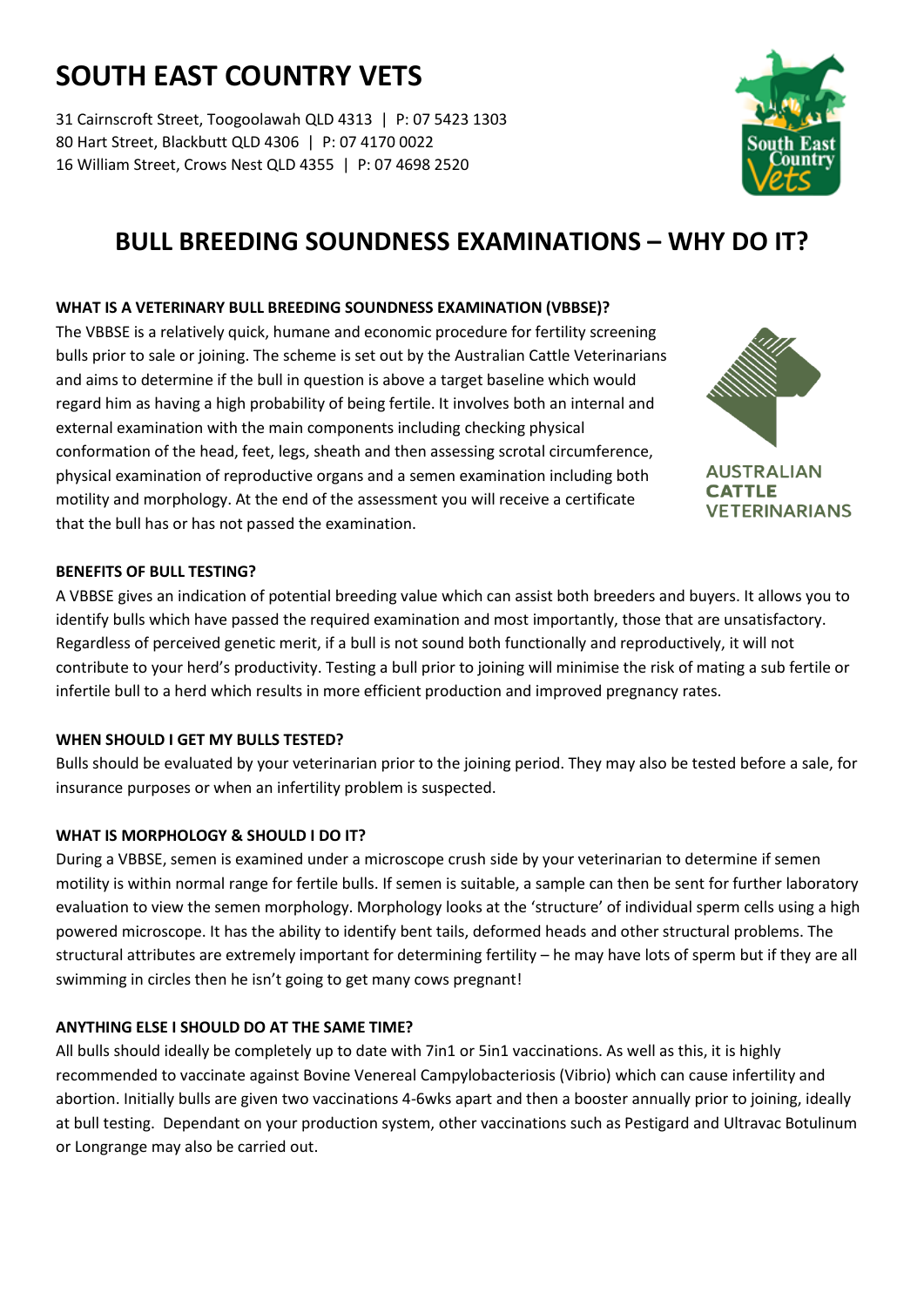# SOUTH EAST COUNTRY VETS

31 Cairnscroft Street, Toogoolawah QLD 4313 | P: 07 5423 1303
80 Hart Street, Blackbutt QLD 4306 | P: 07 4170 0022
16 William Street, Crows Nest QLD 4355 | P: 07 4698 2520

## BULL BREEDING SOUNDNESS EXAMINATIONS – WHY DO IT?

### WHAT IS A VETERINARY BULL BREEDING SOUNDNESS EXAMINATION (VBBSE)?

The VBBSE is a relatively quick, humane and economic procedure for fertility screening bulls prior to sale or joining. The scheme is set out by the Australian Cattle Veterinarians and aims to determine if the bull in question is above a target baseline which would regard him as having a high probability of being fertile. It involves both an internal and external examination with the main components including checking physical conformation of the head, feet, legs, sheath and then assessing scrotal circumference, physical examination of reproductive organs and a semen examination including both motility and morphology. At the end of the assessment you will receive a certificate that the bull has or has not passed the examination.

### BENEFITS OF BULL TESTING?

A VBBSE gives an indication of potential breeding value which can assist both breeders and buyers. It allows you to identify bulls which have passed the required examination and most importantly, those that are unsatisfactory. Regardless of perceived genetic merit, if a bull is not sound both functionally and reproductively, it will not contribute to your herd's productivity. Testing a bull prior to joining will minimise the risk of mating a sub fertile or infertile bull to a herd which results in more efficient production and improved pregnancy rates.

### WHEN SHOULD I GET MY BULLS TESTED?

Bulls should be evaluated by your veterinarian prior to the joining period. They may also be tested before a sale, for insurance purposes or when an infertility problem is suspected.

### WHAT IS MORPHOLOGY & SHOULD I DO IT?

During a VBBSE, semen is examined under a microscope crush side by your veterinarian to determine if semen motility is within normal range for fertile bulls. If semen is suitable, a sample can then be sent for further laboratory evaluation to view the semen morphology. Morphology looks at the 'structure' of individual sperm cells using a high powered microscope. It has the ability to identify bent tails, deformed heads and other structural problems. The structural attributes are extremely important for determining fertility – he may have lots of sperm but if they are all swimming in circles then he isn't going to get many cows pregnant!

### ANYTHING ELSE I SHOULD DO AT THE SAME TIME?

All bulls should ideally be completely up to date with 7in1 or 5in1 vaccinations. As well as this, it is highly recommended to vaccinate against Bovine Venereal Campylobacteriosis (Vibrio) which can cause infertility and abortion. Initially bulls are given two vaccinations 4-6wks apart and then a booster annually prior to joining, ideally at bull testing. Dependant on your production system, other vaccinations such as Pestigard and Ultravac Botulinum or Longrange may also be carried out.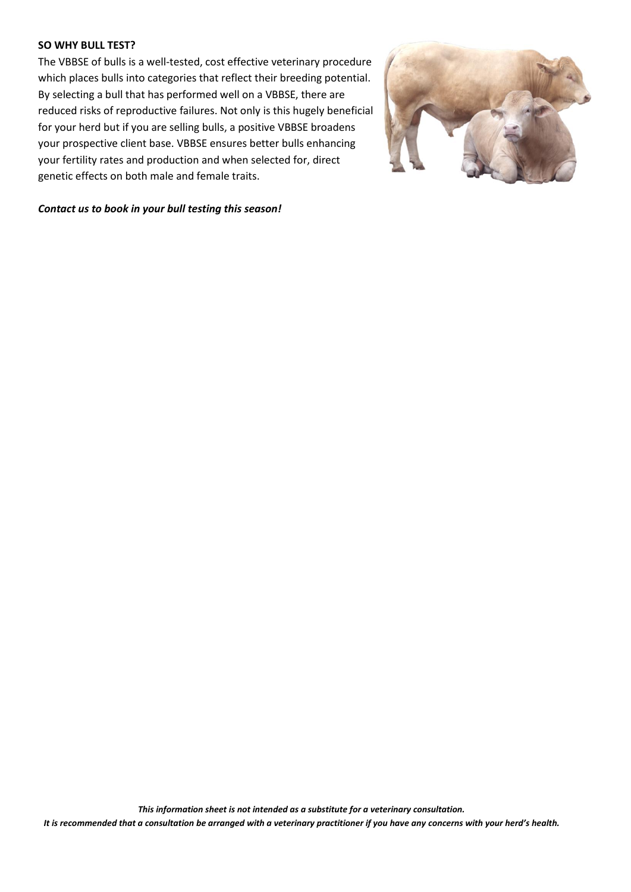**SO WHY BULL TEST?**

The VBBSE of bulls is a well-tested, cost effective veterinary procedure which places bulls into categories that reflect their breeding potential. By selecting a bull that has performed well on a VBBSE, there are reduced risks of reproductive failures. Not only is this hugely beneficial for your herd but if you are selling bulls, a positive VBBSE broadens your prospective client base. VBBSE ensures better bulls enhancing your fertility rates and production and when selected for, direct genetic effects on both male and female traits.

***Contact us to book in your bull testing this season!***

***This information sheet is not intended as a substitute for a veterinary consultation.***
***It is recommended that a consultation be arranged with a veterinary practitioner if you have any concerns with your herd's health.***